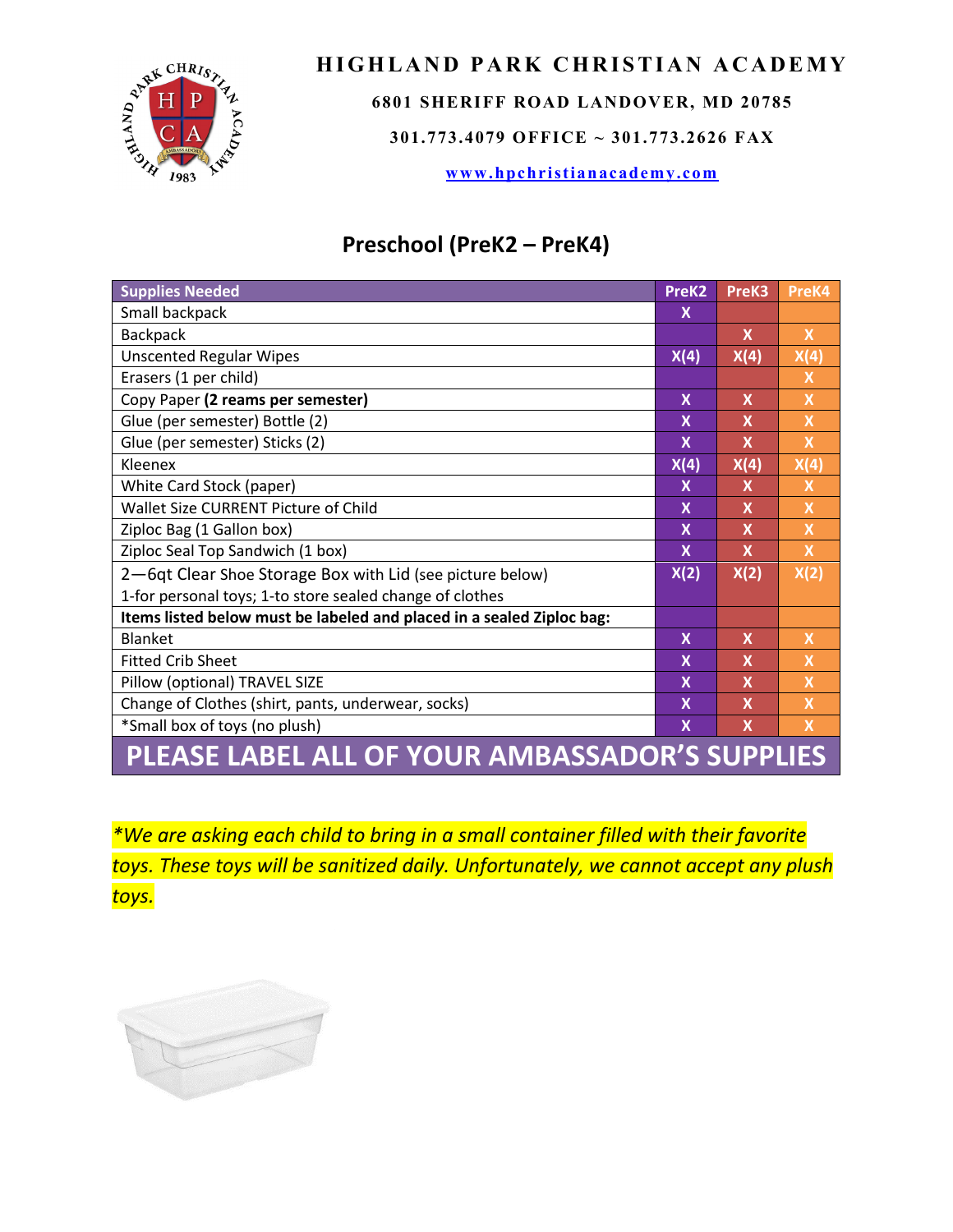# HIGHLAND PARK CHRISTIAN ACADEMY

**6801 SHERIFF ROAD LANDOVER, MD 20785**

**301.773.4079 OFFICE ~ 301.773.2626 FAX**

**www.hpchristianacademy.com**

## Preschool (PreK2 – PreK4)

| Supplies Needed | PreK2 | PreK3 | PreK4 |
|---|---|---|---|
| Small backpack | X | | |
| Backpack | | X | X |
| Unscented Regular Wipes | X(4) | X(4) | X(4) |
| Erasers (1 per child) | | | X |
| Copy Paper **(2 reams per semester)** | X | X | X |
| Glue (per semester) Bottle (2) | X | X | X |
| Glue (per semester) Sticks (2) | X | X | X |
| Kleenex | X(4) | X(4) | X(4) |
| White Card Stock (paper) | X | X | X |
| Wallet Size CURRENT Picture of Child | X | X | X |
| Ziploc Bag (1 Gallon box) | X | X | X |
| Ziploc Seal Top Sandwich (1 box) | X | X | X |
| 2—6qt Clear Shoe Storage Box with Lid (see picture below) 1-for personal toys; 1-to store sealed change of clothes | X(2) | X(2) | X(2) |
| **Items listed below must be labeled and placed in a sealed Ziploc bag:** | | | |
| Blanket | X | X | X |
| Fitted Crib Sheet | X | X | X |
| Pillow (optional) TRAVEL SIZE | X | X | X |
| Change of Clothes (shirt, pants, underwear, socks) | X | X | X |
| *Small box of toys (no plush) | X | X | X |
| **PLEASE LABEL ALL OF YOUR AMBASSADOR'S SUPPLIES** | | | |

*\*We are asking each child to bring in a small container filled with their favorite toys. These toys will be sanitized daily. Unfortunately, we cannot accept any plush toys.*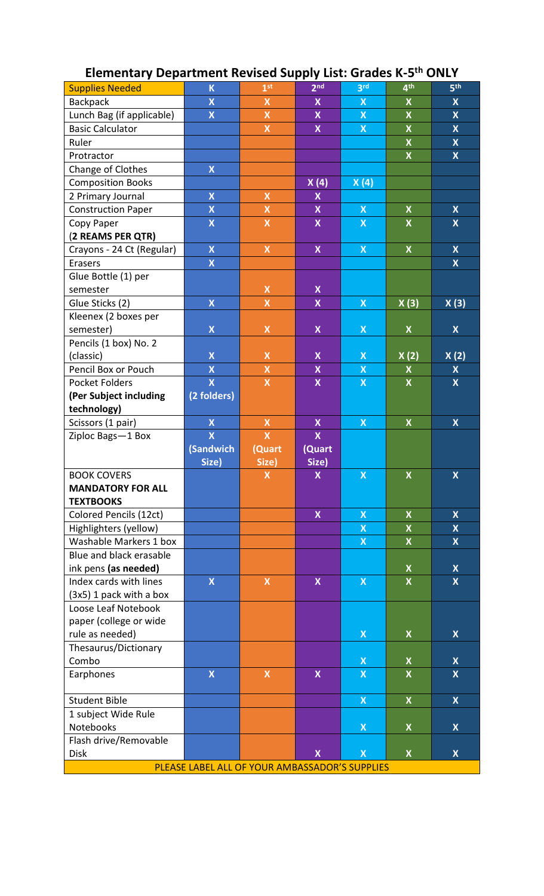# Elementary Department Revised Supply List: Grades K-5th ONLY

| Supplies Needed | K | 1st | 2nd | 3rd | 4th | 5th |
|---|---|---|---|---|---|---|
| Backpack | X | X | X | X | X | X |
| Lunch Bag (if applicable) | X | X | X | X | X | X |
| Basic Calculator | | X | X | X | X | X |
| Ruler | | | | | X | X |
| Protractor | | | | | X | X |
| Change of Clothes | X | | | | | |
| Composition Books | | | X (4) | X (4) | | |
| 2 Primary Journal | X | X | X | | | |
| Construction Paper | X | X | X | X | X | X |
| Copy Paper **(2 REAMS PER QTR)** | X | X | X | X | X | X |
| Crayons - 24 Ct (Regular) | X | X | X | X | X | X |
| Erasers | X | | | | | X |
| Glue Bottle (1) per semester | | X | X | | | |
| Glue Sticks (2) | X | X | X | X | X (3) | X (3) |
| Kleenex (2 boxes per semester) | X | X | X | X | X | X |
| Pencils (1 box) No. 2 (classic) | X | X | X | X | X (2) | X (2) |
| Pencil Box or Pouch | X | X | X | X | X | X |
| Pocket Folders **(Per Subject including technology)** | X (2 folders) | X | X | X | X | X |
| Scissors (1 pair) | X | X | X | X | X | X |
| Ziploc Bags—1 Box | X (Sandwich Size) | X (Quart Size) | X (Quart Size) | | | |
| BOOK COVERS **MANDATORY FOR ALL TEXTBOOKS** | | X | X | X | X | X |
| Colored Pencils (12ct) | | | X | X | X | X |
| Highlighters (yellow) | | | | X | X | X |
| Washable Markers 1 box | | | | X | X | X |
| Blue and black erasable ink pens **(as needed)** | | | | | X | X |
| Index cards with lines (3x5) 1 pack with a box | X | X | X | X | X | X |
| Loose Leaf Notebook paper (college or wide rule as needed) | | | | X | X | X |
| Thesaurus/Dictionary Combo | | | | X | X | X |
| Earphones | X | X | X | X | X | X |
| Student Bible | | | | X | X | X |
| 1 subject Wide Rule Notebooks | | | | X | X | X |
| Flash drive/Removable Disk | | | X | X | X | X |

PLEASE LABEL ALL OF YOUR AMBASSADOR'S SUPPLIES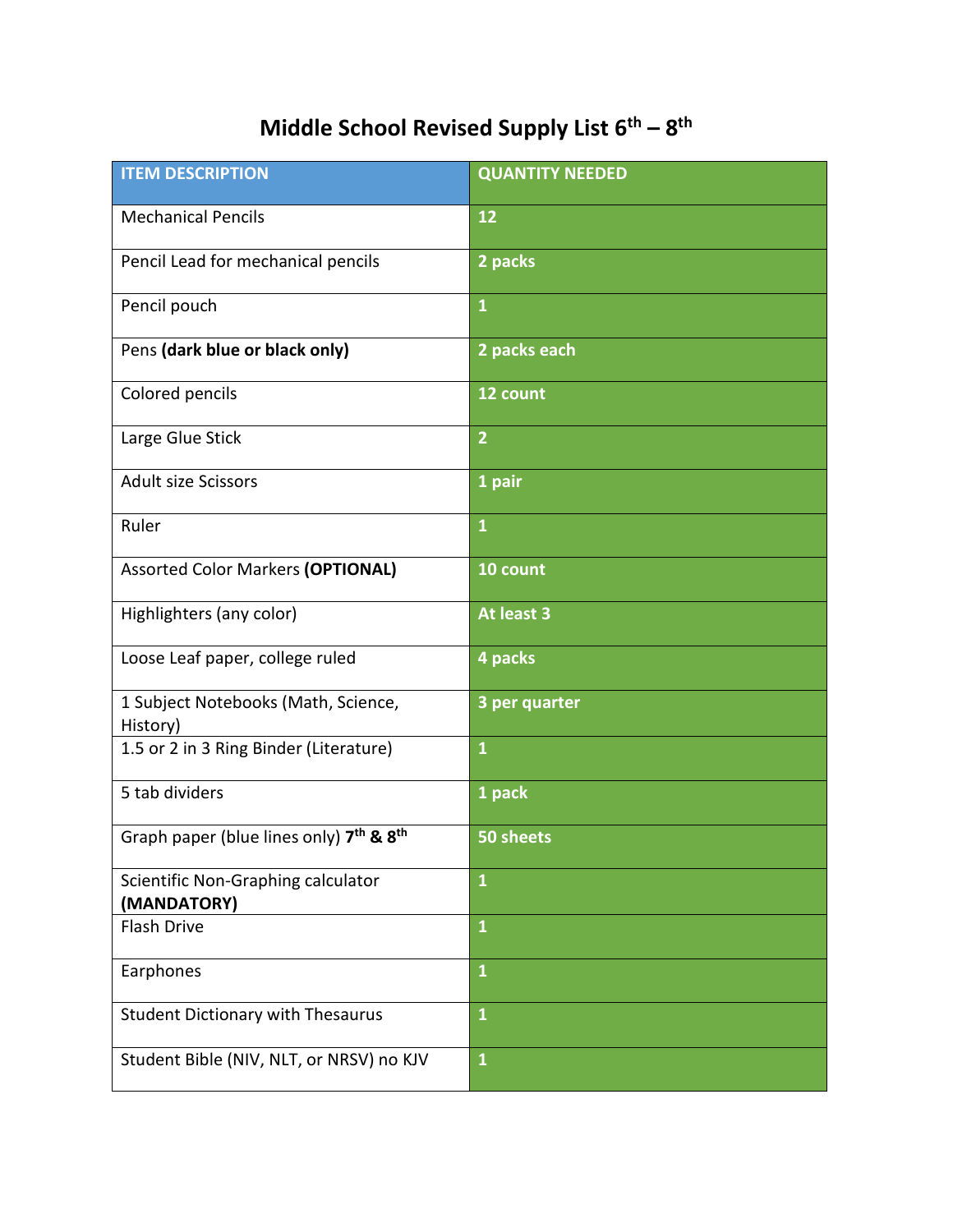# Middle School Revised Supply List $6^{th}$ – $8^{th}$

| ITEM DESCRIPTION | QUANTITY NEEDED |
|---|---|
| Mechanical Pencils | 12 |
| Pencil Lead for mechanical pencils | 2 packs |
| Pencil pouch | 1 |
| Pens **(dark blue or black only)** | 2 packs each |
| Colored pencils | 12 count |
| Large Glue Stick | 2 |
| Adult size Scissors | 1 pair |
| Ruler | 1 |
| Assorted Color Markers **(OPTIONAL)** | 10 count |
| Highlighters (any color) | At least 3 |
| Loose Leaf paper, college ruled | 4 packs |
| 1 Subject Notebooks (Math, Science, History) | 3 per quarter |
| 1.5 or 2 in 3 Ring Binder (Literature) | 1 |
| 5 tab dividers | 1 pack |
| Graph paper (blue lines only) **$7^{th}$ & $8^{th}$** | 50 sheets |
| Scientific Non-Graphing calculator **(MANDATORY)** | 1 |
| Flash Drive | 1 |
| Earphones | 1 |
| Student Dictionary with Thesaurus | 1 |
| Student Bible (NIV, NLT, or NRSV) no KJV | 1 |